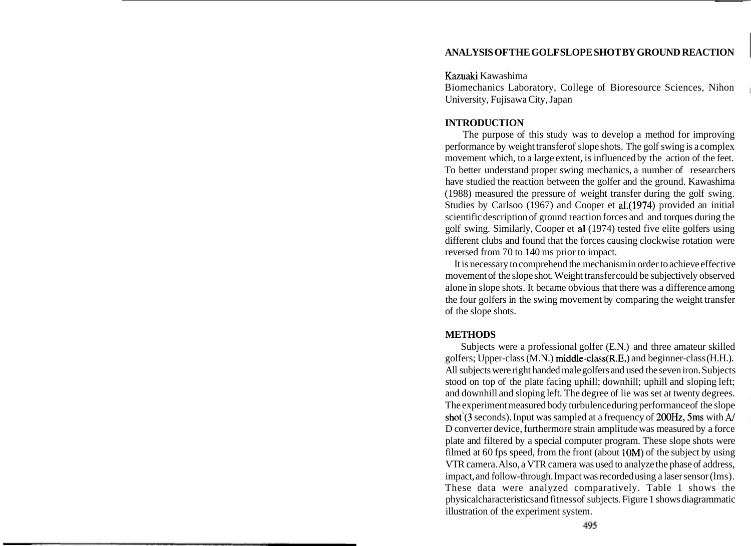# ANALYSIS OF THE GOLF SLOPE SHOT BY GROUND REACTION

Kazuaki Kawashima

Biomechanics Laboratory, College of Bioresource Sciences, Nihon University, Fujisawa City, Japan

## INTRODUCTION

The purpose of this study was to develop a method for improving performance by weight transfer of slope shots. The golf swing is a complex movement which, to a large extent, is influenced by the action of the feet. To better understand proper swing mechanics, a number of researchers have studied the reaction between the golfer and the ground. Kawashima (1988) measured the pressure of weight transfer during the golf swing. Studies by Carlsoo (1967) and Cooper et al.(1974) provided an initial scientific description of ground reaction forces and and torques during the golf swing. Similarly, Cooper et al (1974) tested five elite golfers using different clubs and found that the forces causing clockwise rotation were reversed from 70 to 140 ms prior to impact.

It is necessary to comprehend the mechanism in order to achieve effective movement of the slope shot. Weight transfer could be subjectively observed alone in slope shots. It became obvious that there was a difference among the four golfers in the swing movement by comparing the weight transfer of the slope shots.

## METHODS

Subjects were a professional golfer (E.N.) and three amateur skilled golfers; Upper-class (M.N.) middle-class(R.E.) and beginner-class (H.H.). All subjects were right handed male golfers and used the seven iron. Subjects stood on top of the plate facing uphill; downhill; uphill and sloping left; and downhill and sloping left. The degree of lie was set at twenty degrees. The experiment measured body turbulence during performance of the slope shot (3 seconds). Input was sampled at a frequency of 200Hz, 5ms with A/D converter device, furthermore strain amplitude was measured by a force plate and filtered by a special computer program. These slope shots were filmed at 60 fps speed, from the front (about 10M) of the subject by using VTR camera. Also, a VTR camera was used to analyze the phase of address, impact, and follow-through. Impact was recorded using a laser sensor (lms). These data were analyzed comparatively. Table 1 shows the physical characteristics and fitness of subjects. Figure 1 shows diagrammatic illustration of the experiment system.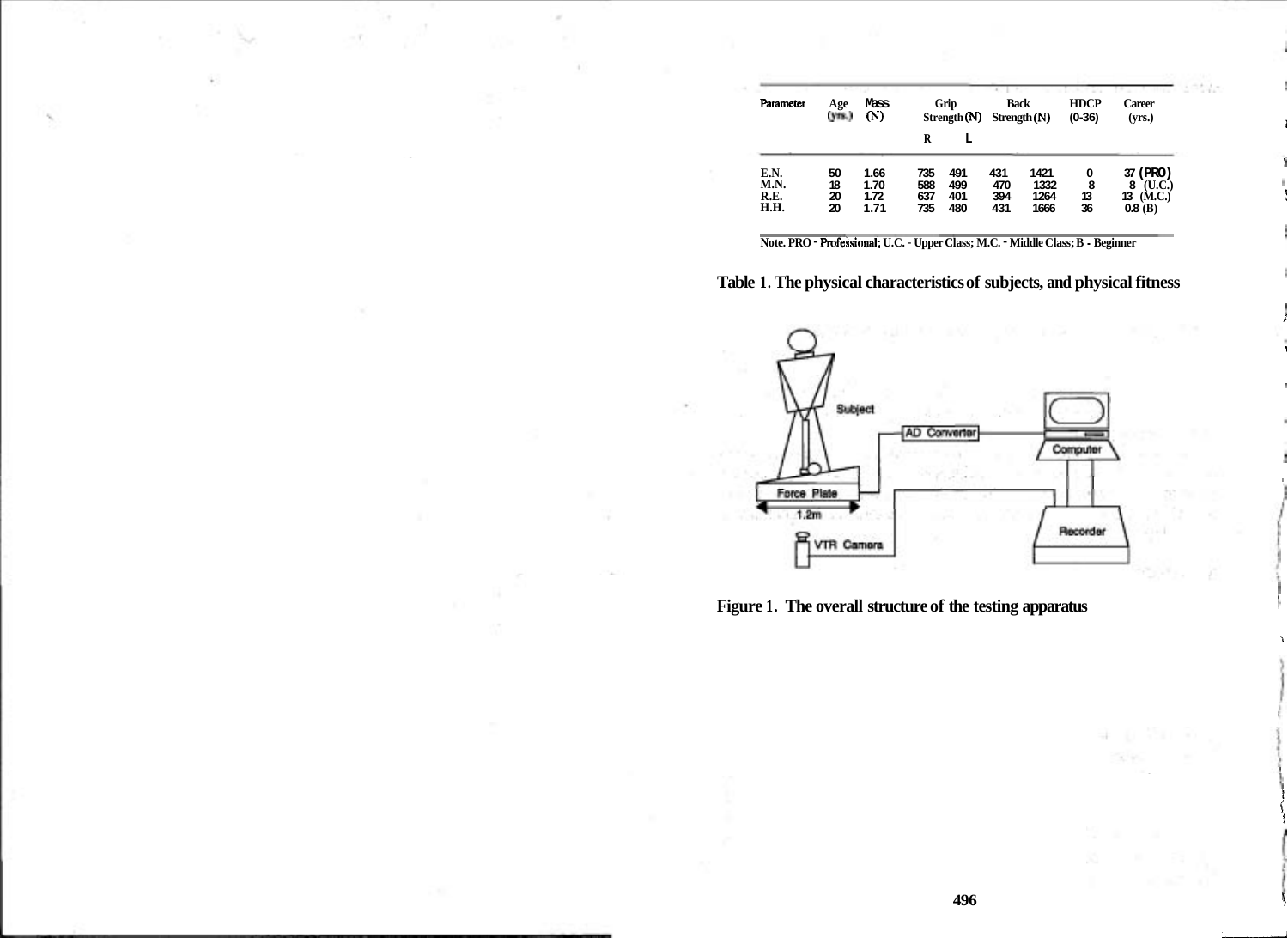| Parameter | Age (yrs.) | Mass (N) | Grip Strength (N) | | Back Strength (N) | | HDCP (0-36) | Career (yrs.) |
|---|---|---|---|---|---|---|---|---|
| | | | R | L | | | | |
| E.N. | 50 | 1.66 | 735 | 491 | 431 | 1421 | 0 | 37 (PRO) |
| M.N. | 18 | 1.70 | 588 | 499 | 470 | 1332 | 8 | 8 (U.C.) |
| R.E. | 20 | 1.72 | 637 | 401 | 394 | 1264 | 13 | 13 (M.C.) |
| H.H. | 20 | 1.71 | 735 | 480 | 431 | 1666 | 36 | 0.8 (B) |

Note. PRO - Professional; U.C. - Upper Class; M.C. - Middle Class; B - Beginner

**Table 1. The physical characteristics of subjects, and physical fitness**

Subject

AD Converter

Computer

Force Plate

1.2m

Recorder

VTR Camera

**Figure 1. The overall structure of the testing apparatus**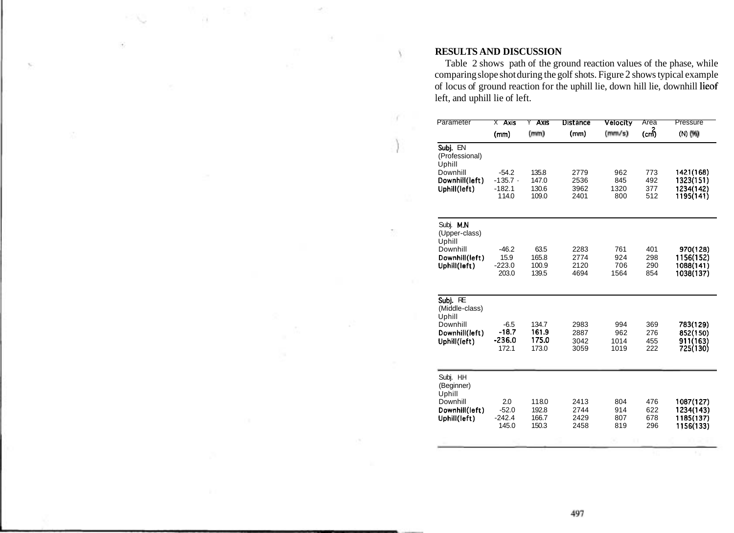## RESULTS AND DISCUSSION

Table 2 shows path of the ground reaction values of the phase, while comparing slope shot during the golf shots. Figure 2 shows typical example of locus of ground reaction for the uphill lie, down hill lie, downhill lieof left, and uphill lie of left.

| Parameter | X Axis (mm) | Y Axis (mm) | Distance (mm) | Velocity (mm/s) | Area ($cm^2$) | Pressure (N) (%) |
|---|---|---|---|---|---|---|
| **Subj.** EN (Professional) | | | | | | |
| Uphill | -54.2 | 135.8 | 2779 | 962 | 773 | 1421(168) |
| Downhill | -135.7 | 147.0 | 2536 | 845 | 492 | 1323(151) |
| Downhill(left) | -182.1 | 130.6 | 3962 | 1320 | 377 | 1234(142) |
| Uphill(left) | 114.0 | 109.0 | 2401 | 800 | 512 | 1195(141) |
| Subj. M.N (Upper-class) | | | | | | |
| Uphill | -46.2 | 63.5 | 2283 | 761 | 401 | 970(128) |
| Downhill | 15.9 | 165.8 | 2774 | 924 | 298 | 1156(152) |
| Downhill(left) | -223.0 | 100.9 | 2120 | 706 | 290 | 1088(141) |
| Uphill(left) | 203.0 | 139.5 | 4694 | 1564 | 854 | 1038(137) |
| **Subj.** RE (Middle-class) | | | | | | |
| Uphill | -6.5 | 134.7 | 2983 | 994 | 369 | 783(129) |
| Downhill | -18.7 | 161.9 | 2887 | 962 | 276 | 852(150) |
| Downhill(left) | -236.0 | 175.0 | 3042 | 1014 | 455 | 911(163) |
| Uphill(left) | 172.1 | 173.0 | 3059 | 1019 | 222 | 725(130) |
| Subj. HH (Beginner) | | | | | | |
| Uphill | 2.0 | 118.0 | 2413 | 804 | 476 | 1087(127) |
| Downhill | -52.0 | 192.8 | 2744 | 914 | 622 | 1234(143) |
| Downhill(left) | -242.4 | 166.7 | 2429 | 807 | 678 | 1185(137) |
| Uphill(left) | 145.0 | 150.3 | 2458 | 819 | 296 | 1156(133) |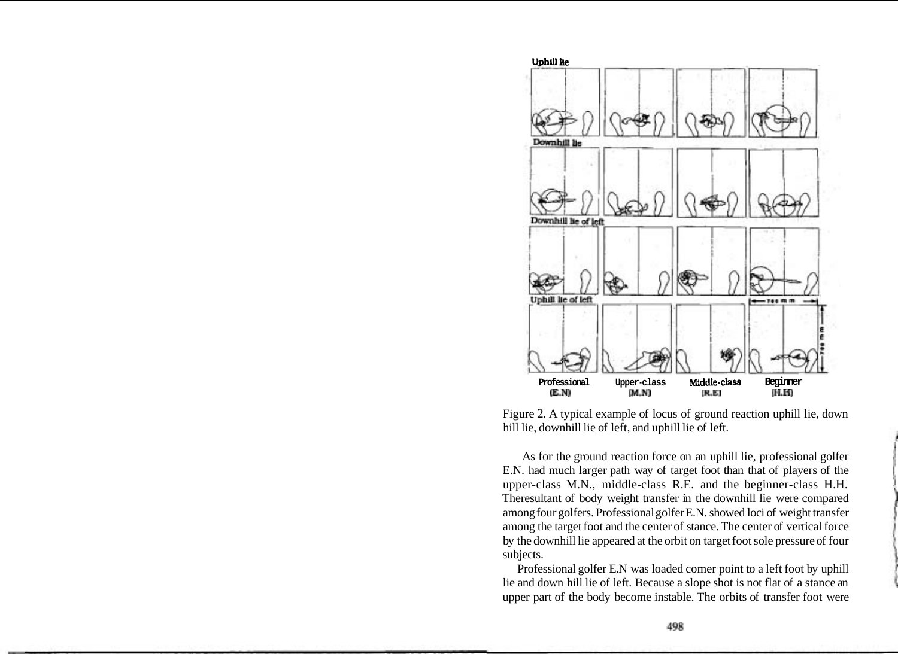Figure 2. A typical example of locus of ground reaction uphill lie, down hill lie, downhill lie of left, and uphill lie of left.

As for the ground reaction force on an uphill lie, professional golfer E.N. had much larger path way of target foot than that of players of the upper-class M.N., middle-class R.E. and the beginner-class H.H. Theresultant of body weight transfer in the downhill lie were compared among four golfers. Professional golfer E.N. showed loci of weight transfer among the target foot and the center of stance. The center of vertical force by the downhill lie appeared at the orbit on target foot sole pressure of four subjects.

Professional golfer E.N was loaded comer point to a left foot by uphill lie and down hill lie of left. Because a slope shot is not flat of a stance an upper part of the body become instable. The orbits of transfer foot were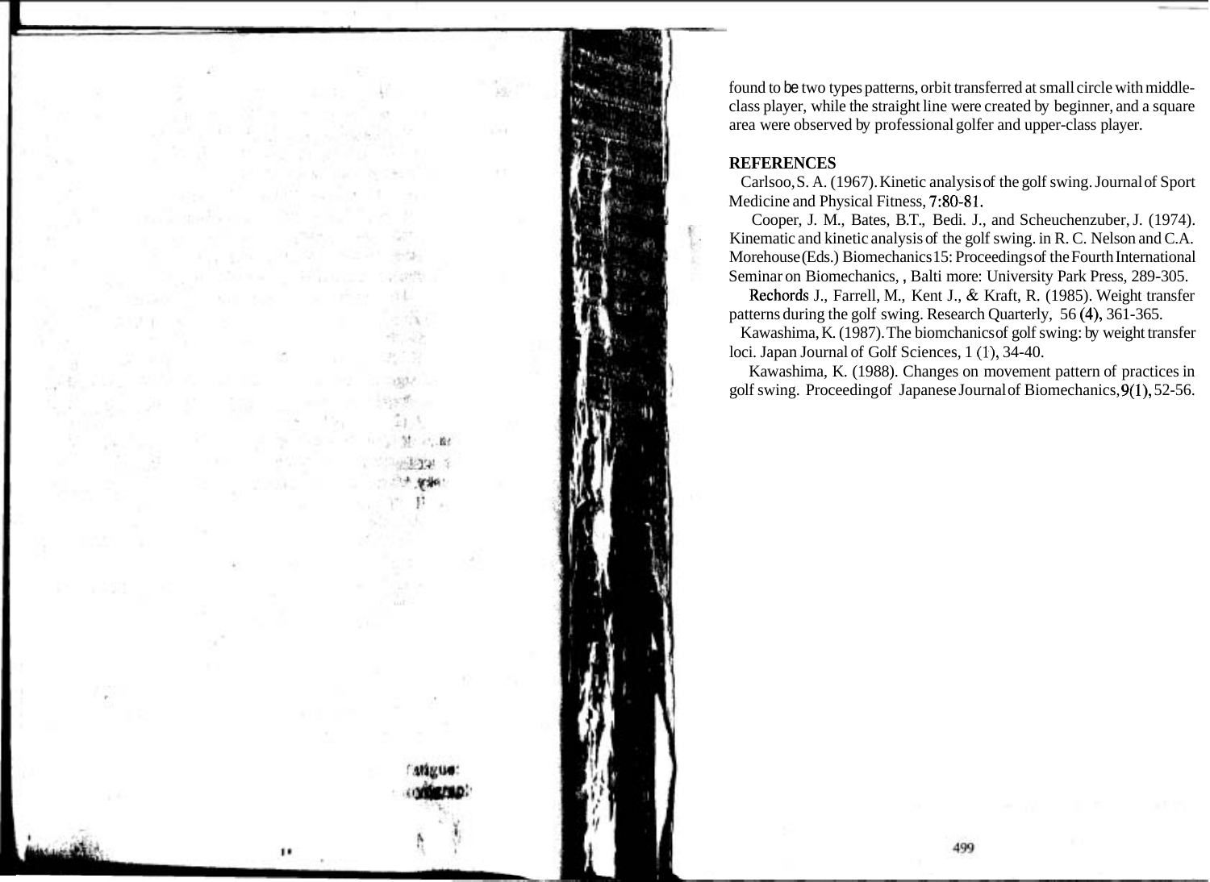found to be two types patterns, orbit transferred at small circle with middle-class player, while the straight line were created by beginner, and a square area were observed by professional golfer and upper-class player.

## REFERENCES

Carlsoo, S. A. (1967). Kinetic analysis of the golf swing. Journal of Sport Medicine and Physical Fitness, 7:80-81.

Cooper, J. M., Bates, B.T., Bedi. J., and Scheuchenzuber, J. (1974). Kinematic and kinetic analysis of the golf swing. in R. C. Nelson and C.A. Morehouse (Eds.) Biomechanics 15: Proceedings of the Fourth International Seminar on Biomechanics, , Balti more: University Park Press, 289-305.

Rechords J., Farrell, M., Kent J., & Kraft, R. (1985). Weight transfer patterns during the golf swing. Research Quarterly, 56 (4), 361-365.

Kawashima, K. (1987). The biomchanics of golf swing: by weight transfer loci. Japan Journal of Golf Sciences, 1 (1), 34-40.

Kawashima, K. (1988). Changes on movement pattern of practices in golf swing. Proceeding of Japanese Journal of Biomechanics, 9(1), 52-56.